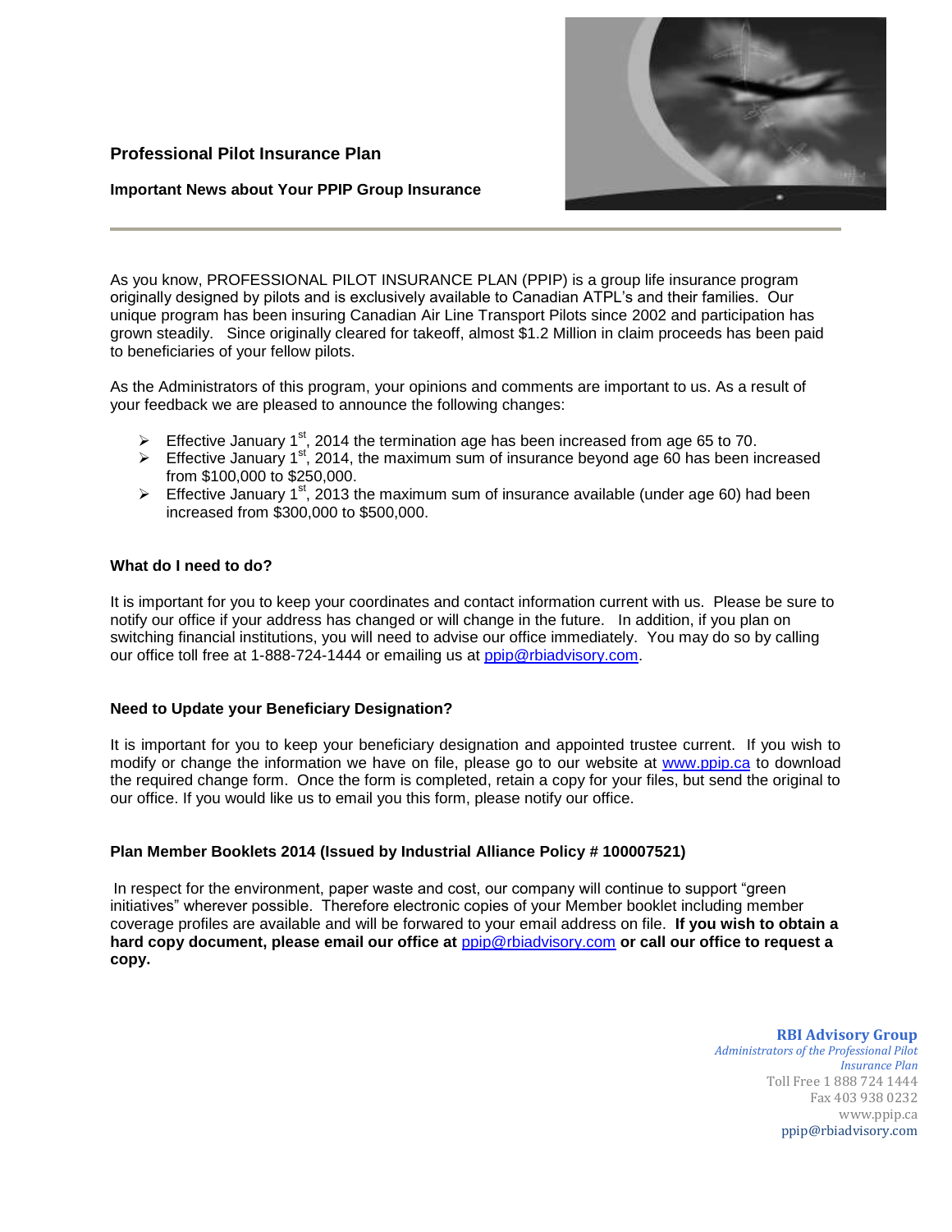# Professional Pilot Insurance Plan

## Important News about Your PPIP Group Insurance

As you know, PROFESSIONAL PILOT INSURANCE PLAN (PPIP) is a group life insurance program originally designed by pilots and is exclusively available to Canadian ATPL's and their families. Our unique program has been insuring Canadian Air Line Transport Pilots since 2002 and participation has grown steadily. Since originally cleared for takeoff, almost $1.2 Million in claim proceeds has been paid to beneficiaries of your fellow pilots.

As the Administrators of this program, your opinions and comments are important to us. As a result of your feedback we are pleased to announce the following changes:

- Effective January 1st, 2014 the termination age has been increased from age 65 to 70.
- Effective January 1st, 2014, the maximum sum of insurance beyond age 60 has been increased from $100,000 to $250,000.
- Effective January 1st, 2013 the maximum sum of insurance available (under age 60) had been increased from $300,000 to $500,000.

### What do I need to do?

It is important for you to keep your coordinates and contact information current with us. Please be sure to notify our office if your address has changed or will change in the future. In addition, if you plan on switching financial institutions, you will need to advise our office immediately. You may do so by calling our office toll free at 1-888-724-1444 or emailing us at ppip@rbiadvisory.com.

### Need to Update your Beneficiary Designation?

It is important for you to keep your beneficiary designation and appointed trustee current. If you wish to modify or change the information we have on file, please go to our website at www.ppip.ca to download the required change form. Once the form is completed, retain a copy for your files, but send the original to our office. If you would like us to email you this form, please notify our office.

### Plan Member Booklets 2014 (Issued by Industrial Alliance Policy # 100007521)

In respect for the environment, paper waste and cost, our company will continue to support "green initiatives" wherever possible. Therefore electronic copies of your Member booklet including member coverage profiles are available and will be forwarded to your email address on file. **If you wish to obtain a hard copy document, please email our office at ppip@rbiadvisory.com or call our office to request a copy.**

**RBI Advisory Group**
*Administrators of the Professional Pilot Insurance Plan*
Toll Free 1 888 724 1444
Fax 403 938 0232
www.ppip.ca
ppip@rbiadvisory.com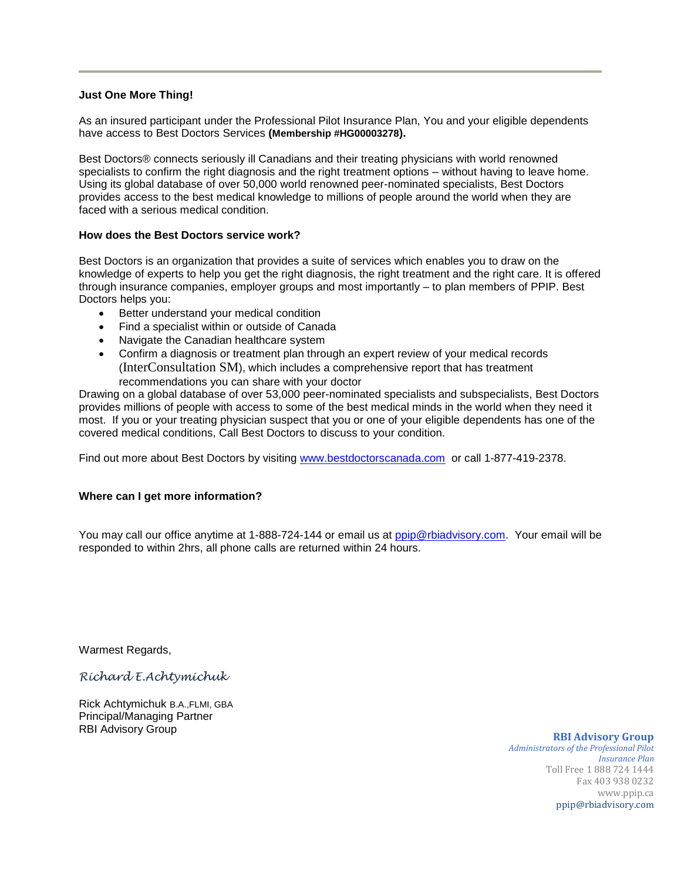**Just One More Thing!**

As an insured participant under the Professional Pilot Insurance Plan, You and your eligible dependents have access to Best Doctors Services **(Membership #HG00003278).**

Best Doctors® connects seriously ill Canadians and their treating physicians with world renowned specialists to confirm the right diagnosis and the right treatment options – without having to leave home. Using its global database of over 50,000 world renowned peer-nominated specialists, Best Doctors provides access to the best medical knowledge to millions of people around the world when they are faced with a serious medical condition.

**How does the Best Doctors service work?**

Best Doctors is an organization that provides a suite of services which enables you to draw on the knowledge of experts to help you get the right diagnosis, the right treatment and the right care. It is offered through insurance companies, employer groups and most importantly – to plan members of PPIP. Best Doctors helps you:

- Better understand your medical condition
- Find a specialist within or outside of Canada
- Navigate the Canadian healthcare system
- Confirm a diagnosis or treatment plan through an expert review of your medical records (InterConsultation SM), which includes a comprehensive report that has treatment recommendations you can share with your doctor

Drawing on a global database of over 53,000 peer-nominated specialists and subspecialists, Best Doctors provides millions of people with access to some of the best medical minds in the world when they need it most. If you or your treating physician suspect that you or one of your eligible dependents has one of the covered medical conditions, Call Best Doctors to discuss to your condition.

Find out more about Best Doctors by visiting www.bestdoctorscanada.com or call 1-877-419-2378.

**Where can I get more information?**

You may call our office anytime at 1-888-724-144 or email us at ppip@rbiadvisory.com. Your email will be responded to within 2hrs, all phone calls are returned within 24 hours.

Warmest Regards,

*Richard E.Achtymichuk*

Rick Achtymichuk B.A.,FLMI, GBA
Principal/Managing Partner
RBI Advisory Group

**RBI Advisory Group**
*Administrators of the Professional Pilot Insurance Plan*
Toll Free 1 888 724 1444
Fax 403 938 0232
www.ppip.ca
ppip@rbiadvisory.com